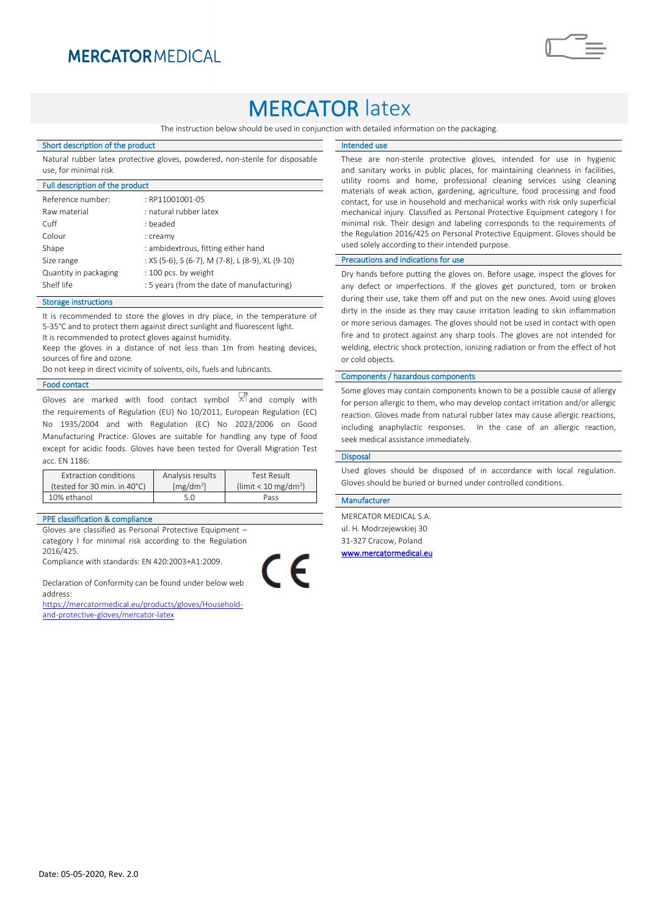MERCATOR MEDICAL

# MERCATOR latex

The instruction below should be used in conjunction with detailed information on the packaging.

## Short description of the product

Natural rubber latex protective gloves, powdered, non-sterile for disposable use, for minimal risk

## Full description of the product

| | |
|---|---|
| Reference number: | : RP11001001-05 |
| Raw material | : natural rubber latex |
| Cuff | : beaded |
| Colour | : creamy |
| Shape | : ambidextrous, fitting either hand |
| Size range | : XS (5-6), S (6-7), M (7-8), L (8-9), XL (9-10) |
| Quantity in packaging | : 100 pcs. by weight |
| Shelf life | : 5 years (from the date of manufacturing) |

## Storage instructions

It is recommended to store the gloves in dry place, in the temperature of 5-35°C and to protect them against direct sunlight and fluorescent light.
It is recommended to protect gloves against humidity.
Keep the gloves in a distance of not less than 1m from heating devices, sources of fire and ozone.
Do not keep in direct vicinity of solvents, oils, fuels and lubricants.

## Food contact

Gloves are marked with food contact symbol and comply with the requirements of Regulation (EU) No 10/2011, European Regulation (EC) No 1935/2004 and with Regulation (EC) No 2023/2006 on Good Manufacturing Practice. Gloves are suitable for handling any type of food except for acidic foods. Gloves have been tested for Overall Migration Test acc. EN 1186:

| Extraction conditions (tested for 30 min. in 40°C) | Analysis results [mg/dm$^2$] | Test Result (limit < 10 mg/dm$^2$) |
|---|---|---|
| 10% ethanol | 5.0 | Pass |

## PPE classification & compliance

Gloves are classified as Personal Protective Equipment – category I for minimal risk according to the Regulation 2016/425.
Compliance with standards: EN 420:2003+A1:2009.

Declaration of Conformity can be found under below web address:
https://mercatormedical.eu/products/gloves/Household-and-protective-gloves/mercator-latex

CE

## Intended use

These are non-sterile protective gloves, intended for use in hygienic and sanitary works in public places, for maintaining cleanness in facilities, utility rooms and home, professional cleaning services using cleaning materials of weak action, gardening, agriculture, food processing and food contact, for use in household and mechanical works with risk only superficial mechanical injury. Classified as Personal Protective Equipment category I for minimal risk. Their design and labeling corresponds to the requirements of the Regulation 2016/425 on Personal Protective Equipment. Gloves should be used solely according to their intended purpose.

## Precautions and indications for use

Dry hands before putting the gloves on. Before usage, inspect the gloves for any defect or imperfections. If the gloves get punctured, torn or broken during their use, take them off and put on the new ones. Avoid using gloves dirty in the inside as they may cause irritation leading to skin inflammation or more serious damages. The gloves should not be used in contact with open fire and to protect against any sharp tools. The gloves are not intended for welding, electric shock protection, ionizing radiation or from the effect of hot or cold objects.

## Components / hazardous components

Some gloves may contain components known to be a possible cause of allergy for person allergic to them, who may develop contact irritation and/or allergic reaction. Gloves made from natural rubber latex may cause allergic reactions, including anaphylactic responses. In the case of an allergic reaction, seek medical assistance immediately.

## Disposal

Used gloves should be disposed of in accordance with local regulation. Gloves should be buried or burned under controlled conditions.

## Manufacturer

MERCATOR MEDICAL S.A.
ul. H. Modrzejewskiej 30
31-327 Cracow, Poland
www.mercatormedical.eu

Date: 05-05-2020, Rev. 2.0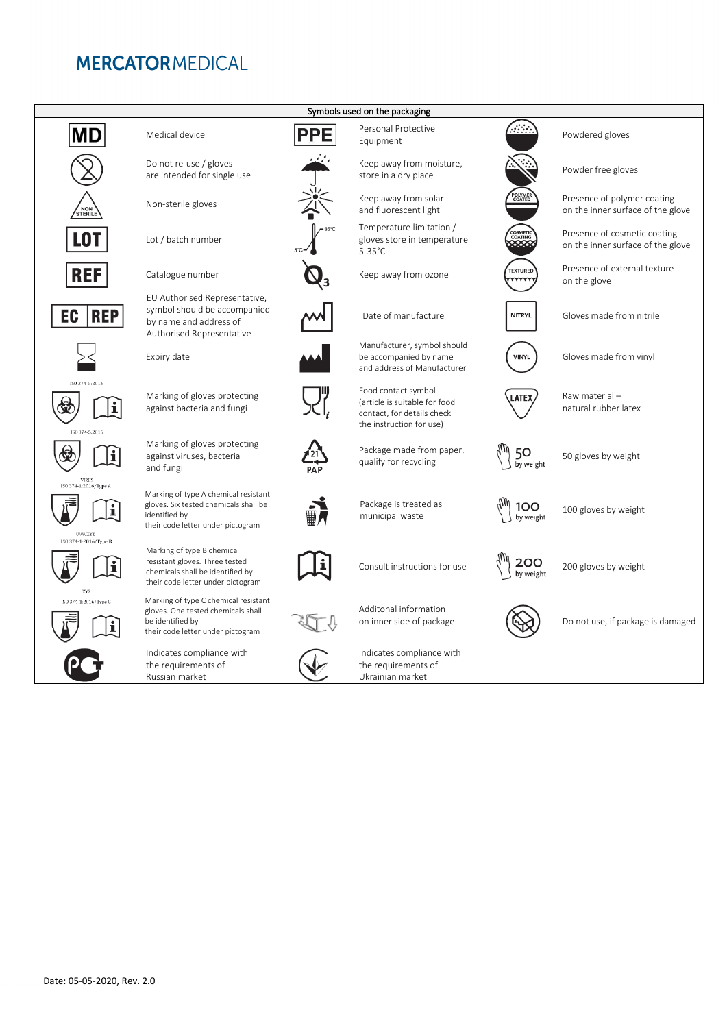# MERCATOR MEDICAL

| Symbols used on the packaging | | | | | |
|---|---|---|---|---|---|
| MD | Medical device | PPE | Personal Protective Equipment | | Powdered gloves |
| | Do not re-use / gloves are intended for single use | | Keep away from moisture, store in a dry place | | Powder free gloves |
| NON STERILE | Non-sterile gloves | | Keep away from solar and fluorescent light | POLYMER COATED | Presence of polymer coating on the inner surface of the glove |
| LOT | Lot / batch number | 5°C 35°C | Temperature limitation / gloves store in temperature 5-35°C | COSMETIC COATING | Presence of cosmetic coating on the inner surface of the glove |
| REF | Catalogue number | $O_3$ | Keep away from ozone | TEXTURED | Presence of external texture on the glove |
| EC REP | EU Authorised Representative, symbol should be accompanied by name and address of Authorised Representative | | Date of manufacture | NITRYL | Gloves made from nitrile |
| | Expiry date | | Manufacturer, symbol should be accompanied by name and address of Manufacturer | VINYL | Gloves made from vinyl |
| ISO 374-5:2016 | Marking of gloves protecting against bacteria and fungi | | Food contact symbol (article is suitable for food contact, for details check the instruction for use) | LATEX | Raw material – natural rubber latex |
| ISO 374-5:2016 VIRUS | Marking of gloves protecting against viruses, bacteria and fungi | 21 PAP | Package made from paper, qualify for recycling | 50 by weight | 50 gloves by weight |
| ISO 374-1:2016/Type A UVWXYZ | Marking of type A chemical resistant gloves. Six tested chemicals shall be identified by their code letter under pictogram | | Package is treated as municipal waste | 100 by weight | 100 gloves by weight |
| ISO 374-1:2016/Type B XYZ | Marking of type B chemical resistant gloves. Three tested chemicals shall be identified by their code letter under pictogram | | Consult instructions for use | 200 by weight | 200 gloves by weight |
| ISO 374-1:2016/Type C | Marking of type C chemical resistant gloves. One tested chemicals shall be identified by their code letter under pictogram | | Additonal information on inner side of package | | Do not use, if package is damaged |
| | Indicates compliance with the requirements of Russian market | | Indicates compliance with the requirements of Ukrainian market | | |

Date: 05-05-2020, Rev. 2.0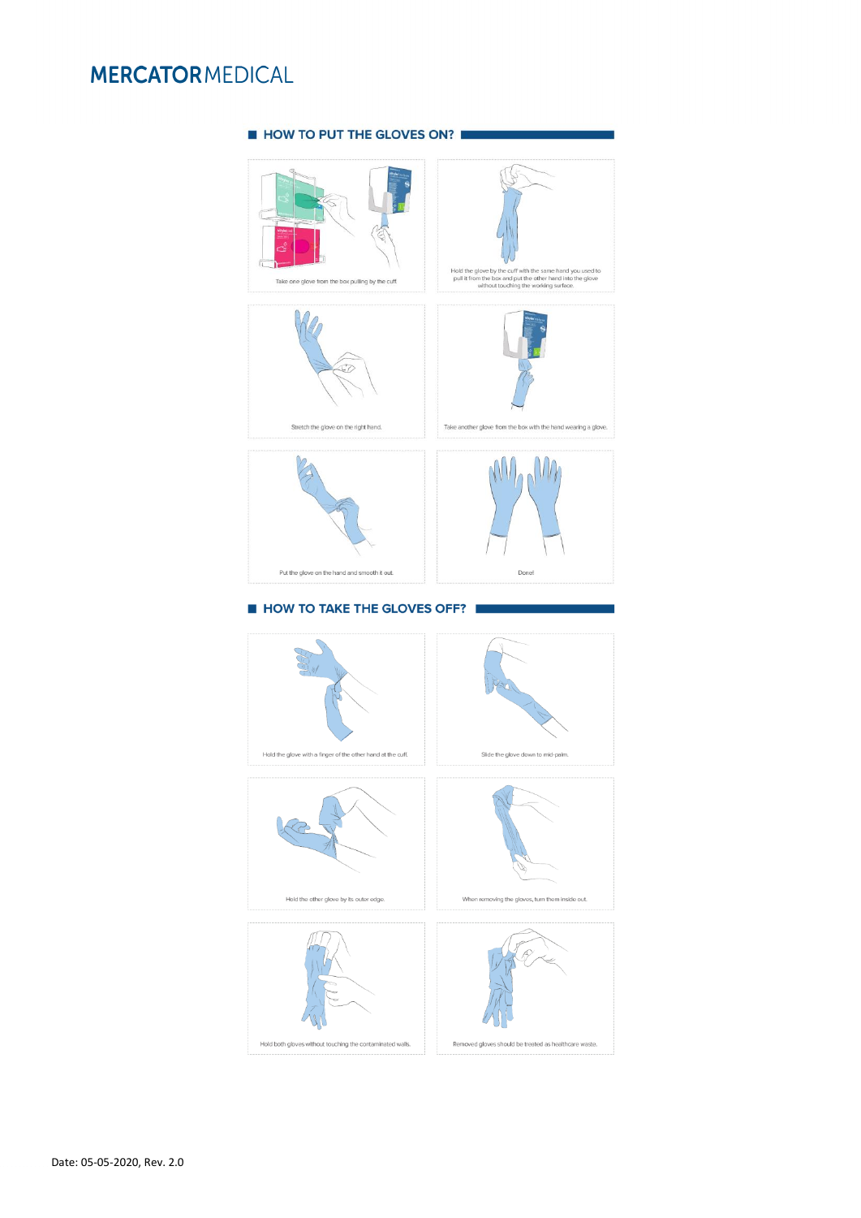MERCATOR MEDICAL

## HOW TO PUT THE GLOVES ON?

Take one glove from the box pulling by the cuff.

Hold the glove by the cuff with the same hand you used to pull it from the box and put the other hand into the glove without touching the working surface.

Stretch the glove on the right hand.

Take another glove from the box with the hand wearing a glove.

Put the glove on the hand and smooth it out.

Done!

## HOW TO TAKE THE GLOVES OFF?

Hold the glove with a finger of the other hand at the cuff.

Slide the glove down to mid-palm.

Hold the other glove by its outer edge.

When removing the gloves, turn them inside out.

Hold both gloves without touching the contaminated walls.

Removed gloves should be treated as healthcare waste.

Date: 05-05-2020, Rev. 2.0